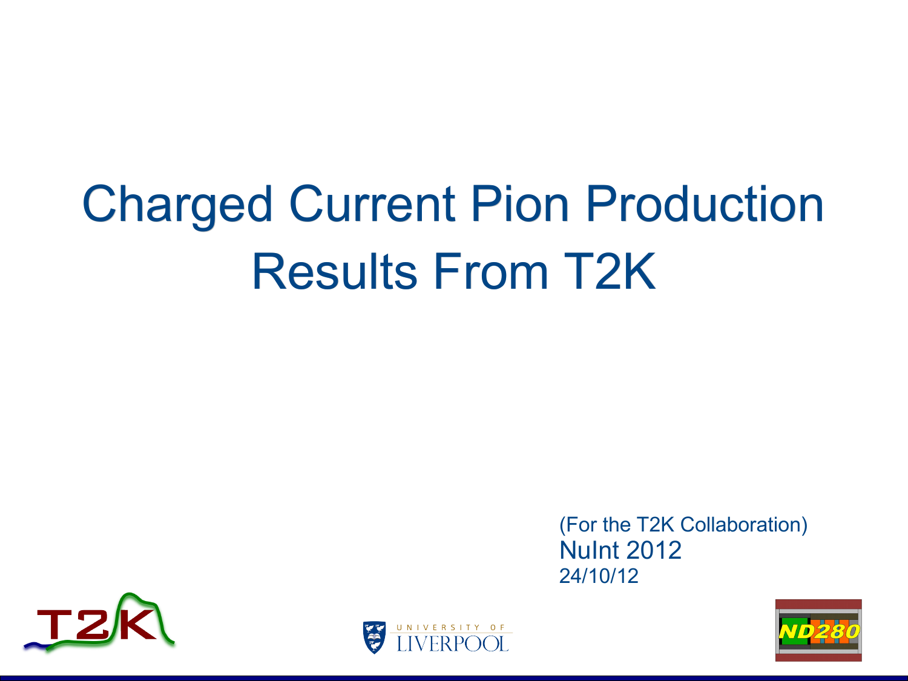# Charged Current Pion Production Results From T2K

(For the T2K Collaboration)

NuInt 2012

24/10/12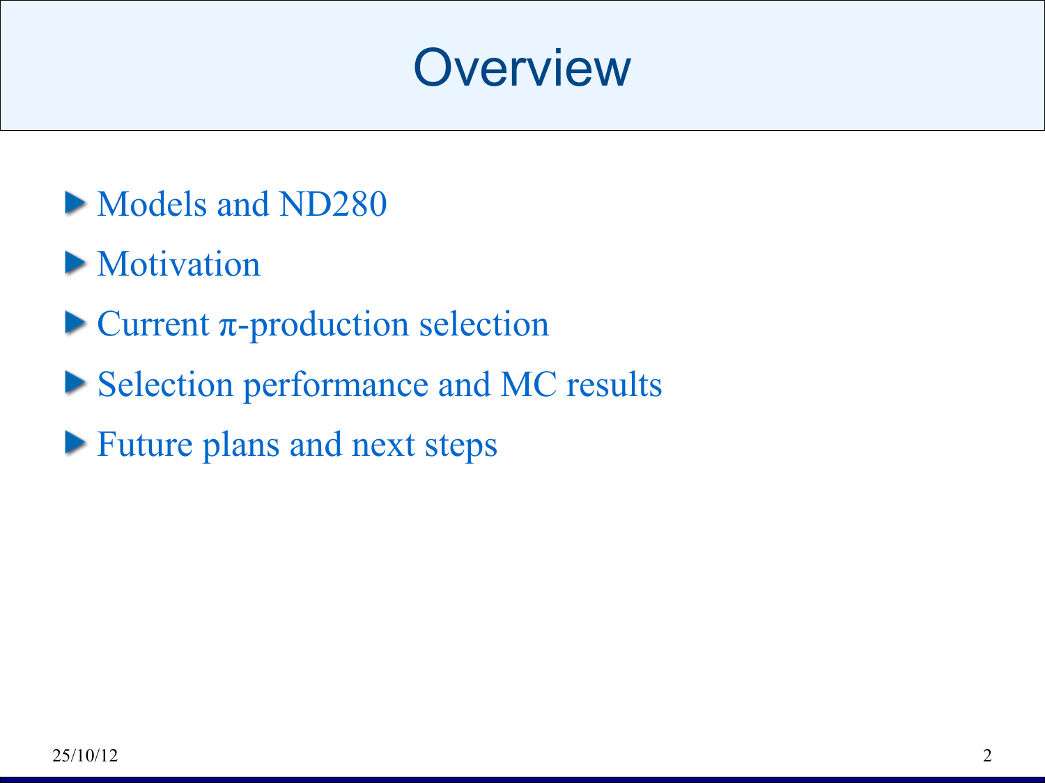# Overview

- Models and ND280
- Motivation
- Current $\pi$-production selection
- Selection performance and MC results
- Future plans and next steps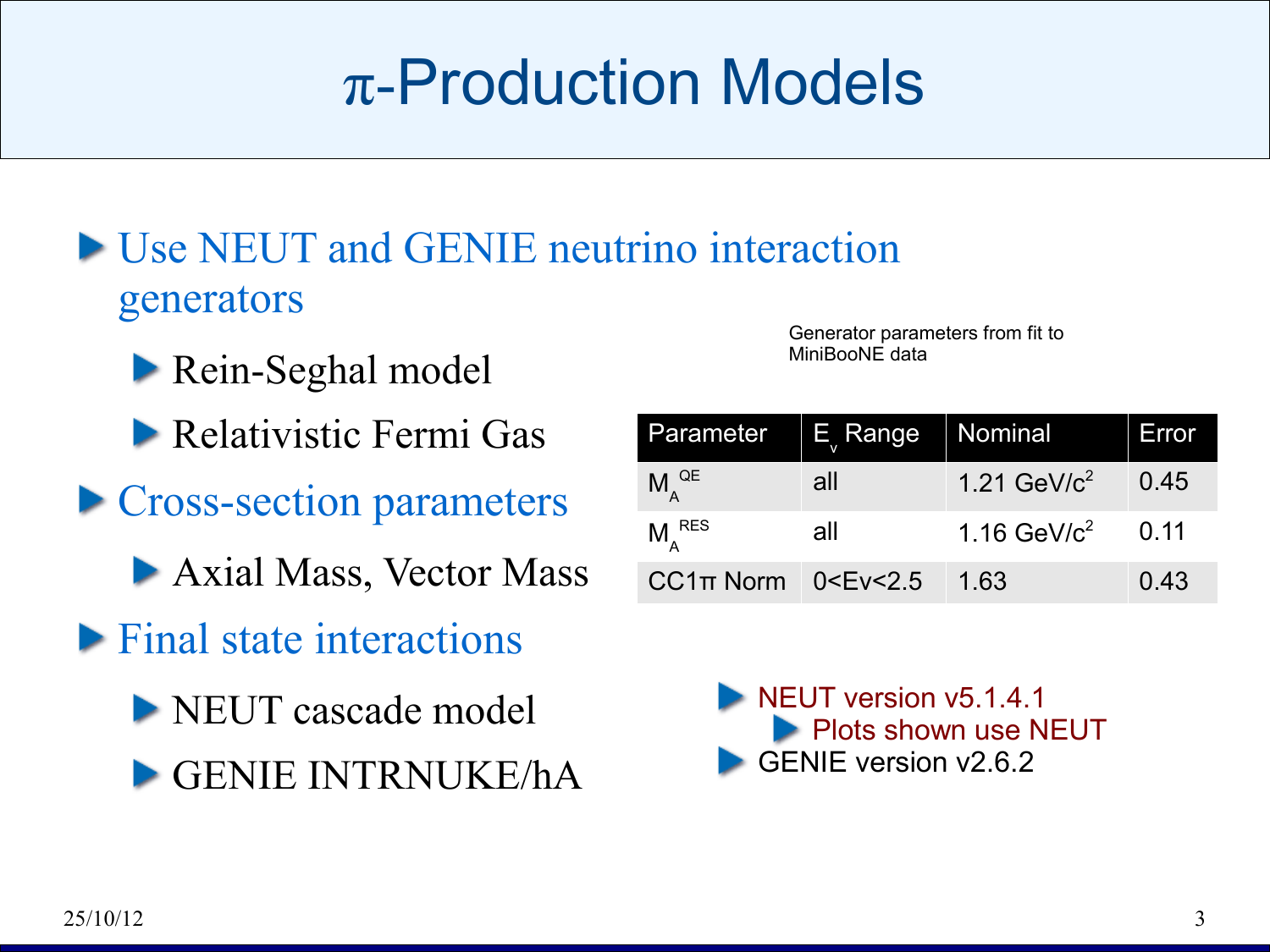# π-Production Models

- Use NEUT and GENIE neutrino interaction generators
  - Rein-Seghal model
  - Relativistic Fermi Gas
- Cross-section parameters
  - Axial Mass, Vector Mass
- Final state interactions
  - NEUT cascade model
  - GENIE INTRNUKE/hA

Generator parameters from fit to MiniBooNE data

| Parameter | $E_\nu$ Range | Nominal | Error |
|---|---|---|---|
| $M_A^{QE}$ | all | 1.21 GeV/$c^2$ | 0.45 |
| $M_A^{RES}$ | all | 1.16 GeV/$c^2$ | 0.11 |
| CC1π Norm | 0<Ev<2.5 | 1.63 | 0.43 |

- NEUT version v5.1.4.1
  - Plots shown use NEUT
- GENIE version v2.6.2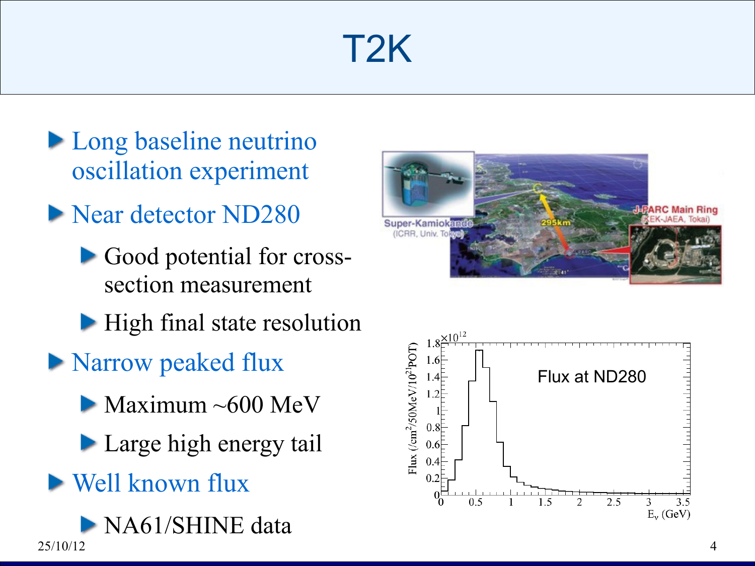# T2K

- Long baseline neutrino oscillation experiment
- Near detector ND280
  - Good potential for cross-section measurement
  - High final state resolution
- Narrow peaked flux
  - Maximum ~600 MeV
  - Large high energy tail
- Well known flux
  - NA61/SHINE data

25/10/12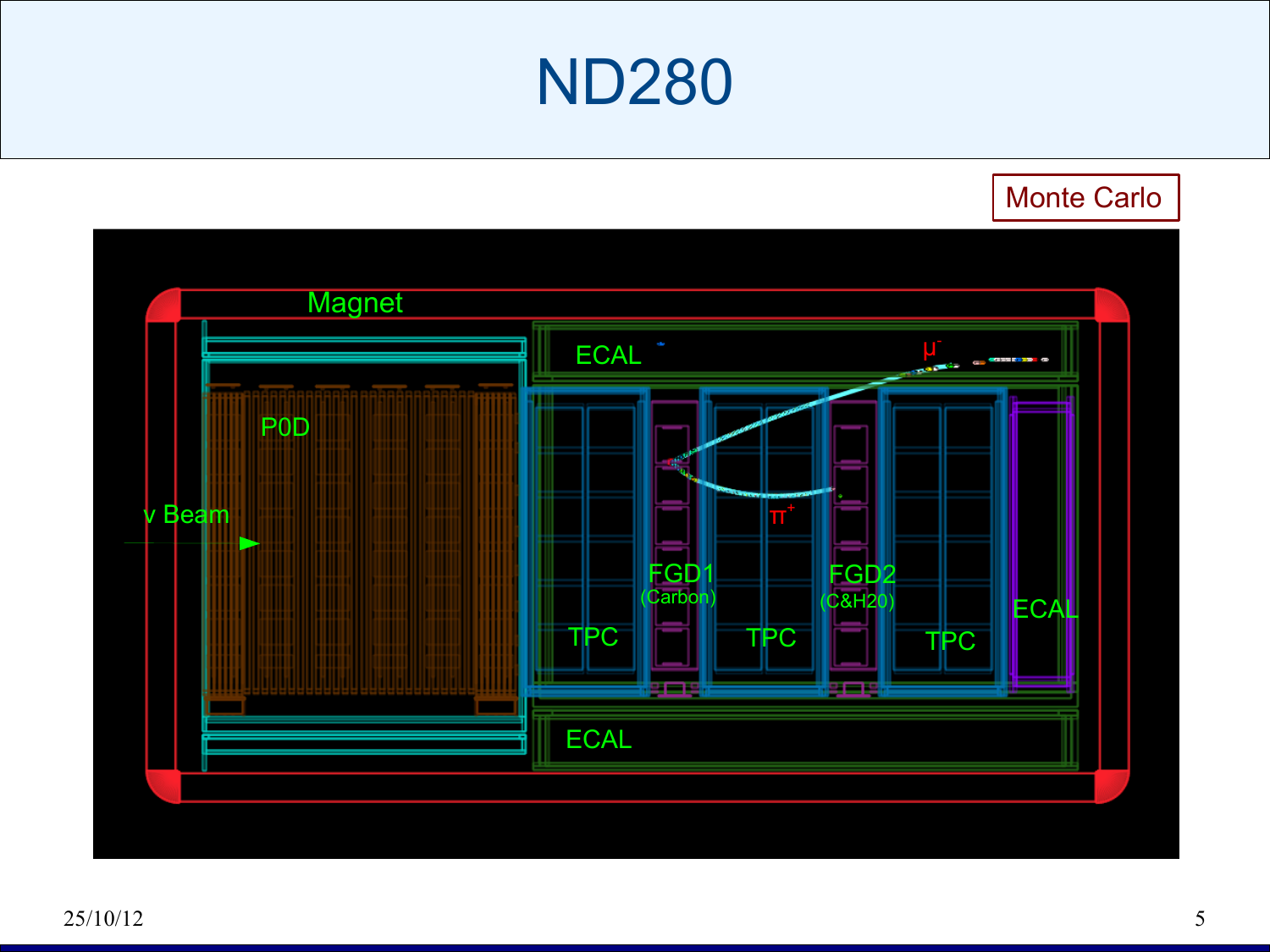# ND280

Monte Carlo

Magnet

ECAL

$\mu^-$

P0D

$\nu$ Beam

$\pi^+$

FGD1
(Carbon)

FGD2
(C&H20)

TPC

TPC

TPC

ECAL

ECAL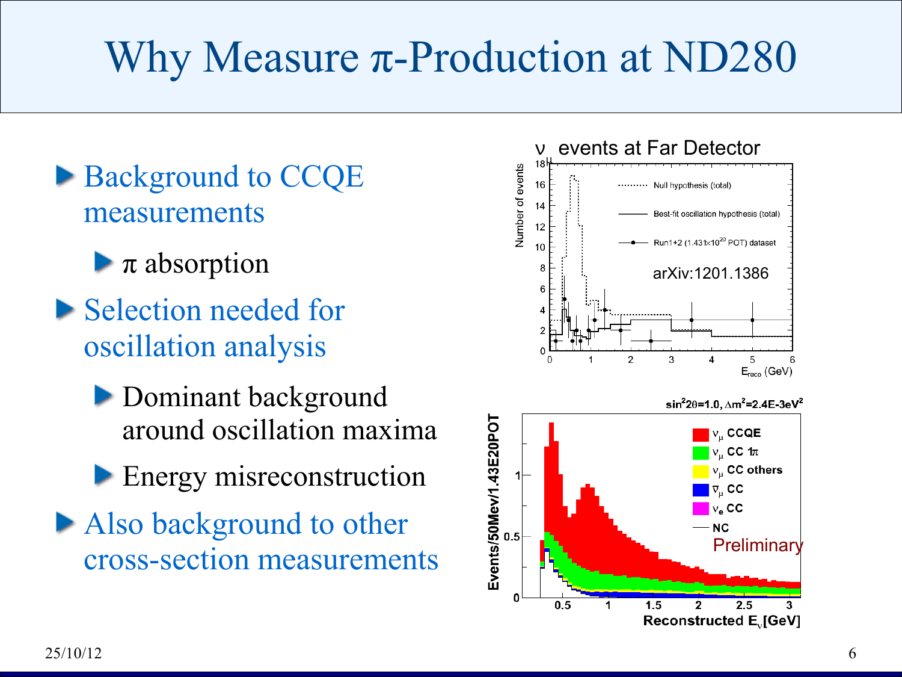# Why Measure π-Production at ND280

- Background to CCQE measurements
  - π absorption
- Selection needed for oscillation analysis
  - Dominant background around oscillation maxima
  - Energy misreconstruction
- Also background to other cross-section measurements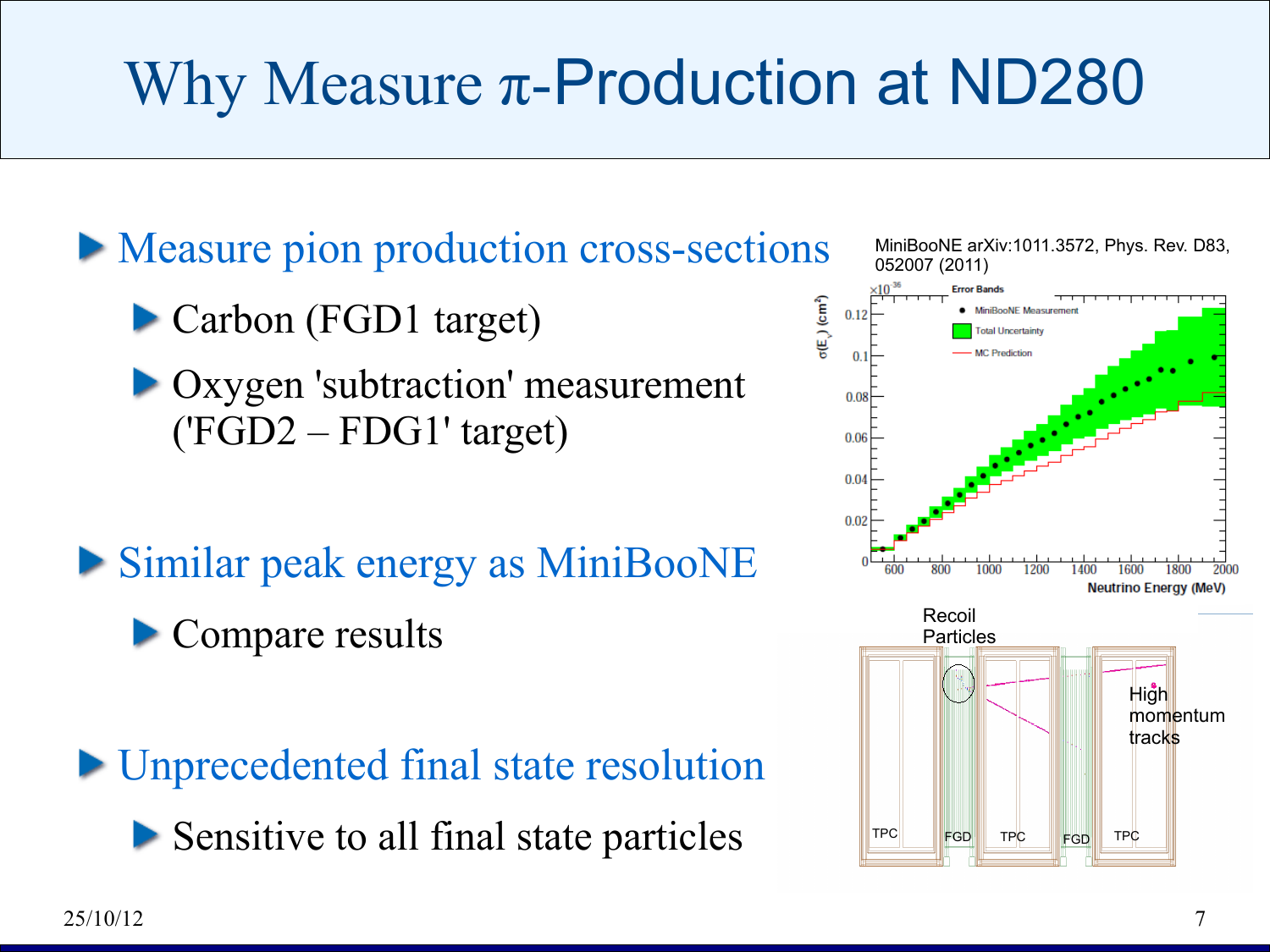# Why Measure π-Production at ND280

- Measure pion production cross-sections
  - Carbon (FGD1 target)
  - Oxygen 'subtraction' measurement ('FGD2 – FDG1' target)
- Similar peak energy as MiniBooNE
  - Compare results
- Unprecedented final state resolution
  - Sensitive to all final state particles

MiniBooNE arXiv:1011.3572, Phys. Rev. D83, 052007 (2011)

25/10/12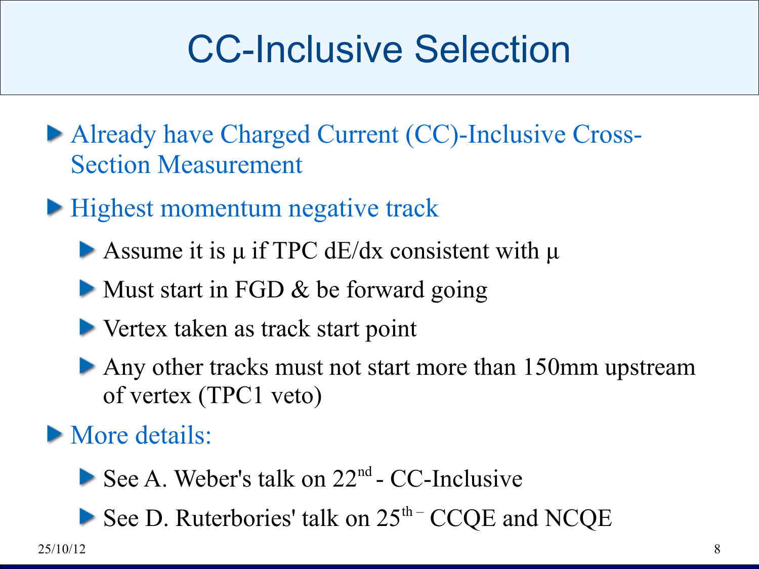# CC-Inclusive Selection

- Already have Charged Current (CC)-Inclusive Cross-Section Measurement
- Highest momentum negative track
  - Assume it is $\mu$ if TPC dE/dx consistent with $\mu$
  - Must start in FGD & be forward going
  - Vertex taken as track start point
  - Any other tracks must not start more than 150mm upstream of vertex (TPC1 veto)
- More details:
  - See A. Weber's talk on $22^{nd}$ - CC-Inclusive
  - See D. Ruterbories' talk on $25^{th}$ – CCQE and NCQE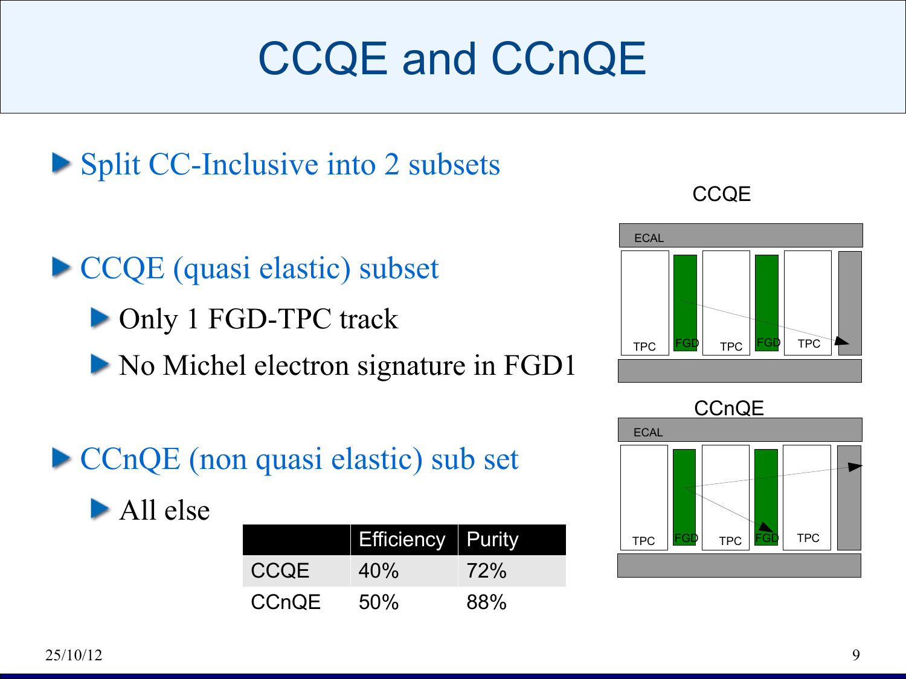# CCQE and CCnQE

- Split CC-Inclusive into 2 subsets
- CCQE (quasi elastic) subset
  - Only 1 FGD-TPC track
  - No Michel electron signature in FGD1
- CCnQE (non quasi elastic) sub set
  - All else

| | Efficiency | Purity |
|---|---|---|
| CCQE | 40% | 72% |
| CCnQE | 50% | 88% |

CCQE

ECAL, TPC, FGD, TPC, FGD, TPC

CCnQE

ECAL, TPC, FGD, TPC, FGD, TPC

25/10/12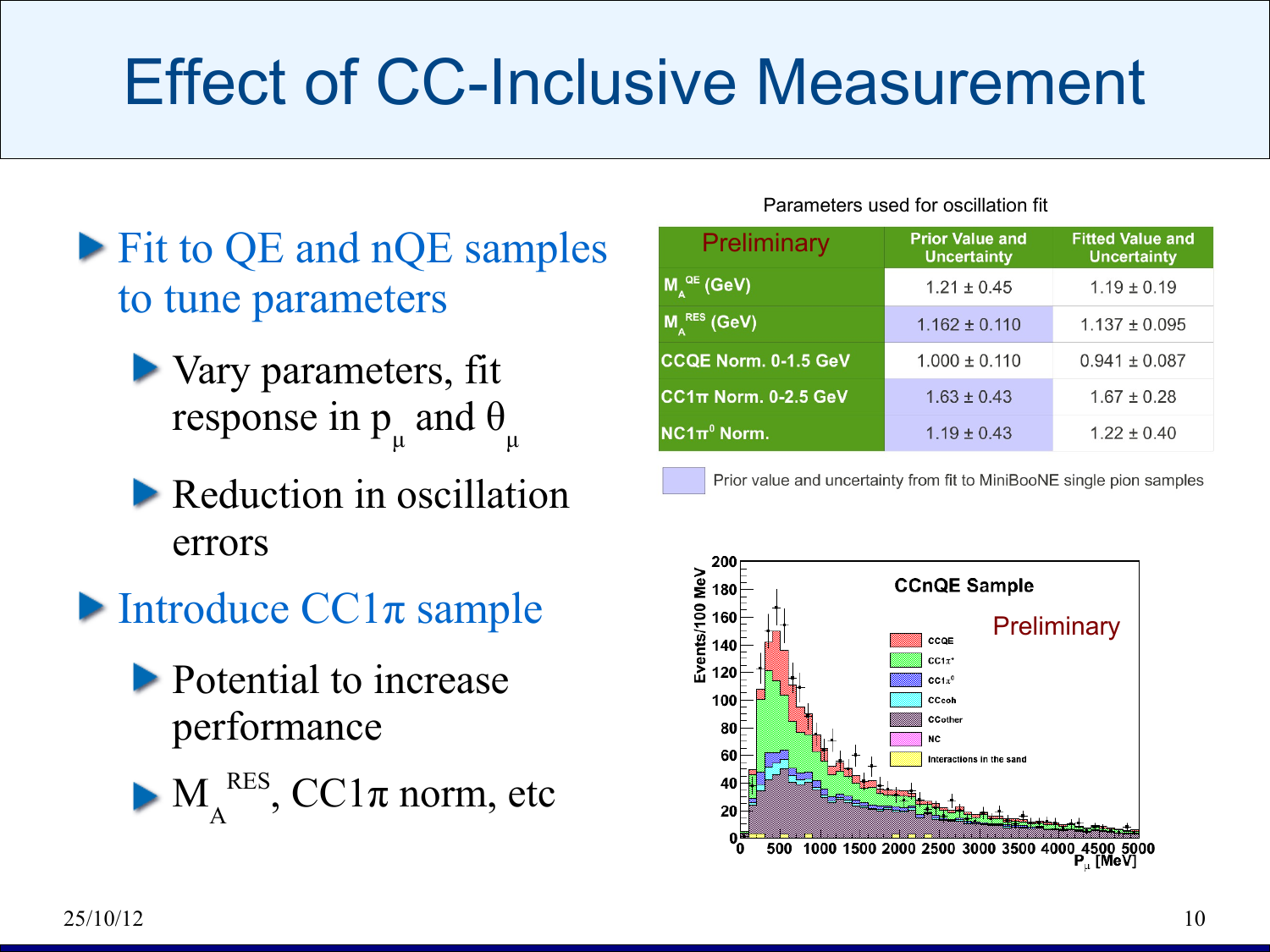# Effect of CC-Inclusive Measurement

- Fit to QE and nQE samples to tune parameters
  - Vary parameters, fit response in $p_\mu$ and $\theta_\mu$
  - Reduction in oscillation errors
- Introduce CC1π sample
  - Potential to increase performance
  - $M_A^{RES}$, CC1π norm, etc

Parameters used for oscillation fit

| Preliminary | Prior Value and Uncertainty | Fitted Value and Uncertainty |
|---|---|---|
| $M_A^{QE}$ (GeV) | 1.21 ± 0.45 | 1.19 ± 0.19 |
| $M_A^{RES}$ (GeV) | 1.162 ± 0.110 | 1.137 ± 0.095 |
| CCQE Norm. 0-1.5 GeV | 1.000 ± 0.110 | 0.941 ± 0.087 |
| CC1π Norm. 0-2.5 GeV | 1.63 ± 0.43 | 1.67 ± 0.28 |
| $NC1\pi^0$ Norm. | 1.19 ± 0.43 | 1.22 ± 0.40 |

Prior value and uncertainty from fit to MiniBooNE single pion samples (applies to $M_A^{RES}$, CC1π Norm. 0-2.5 GeV, and $NC1\pi^0$ Norm. prior values)

CCnQE Sample — Preliminary (Events/100 MeV vs. $P_\mu$ [MeV]; components: CCQE, $CC1\pi^+$, $CC1\pi^0$, CCcoh, CCother, NC, Interactions in the sand)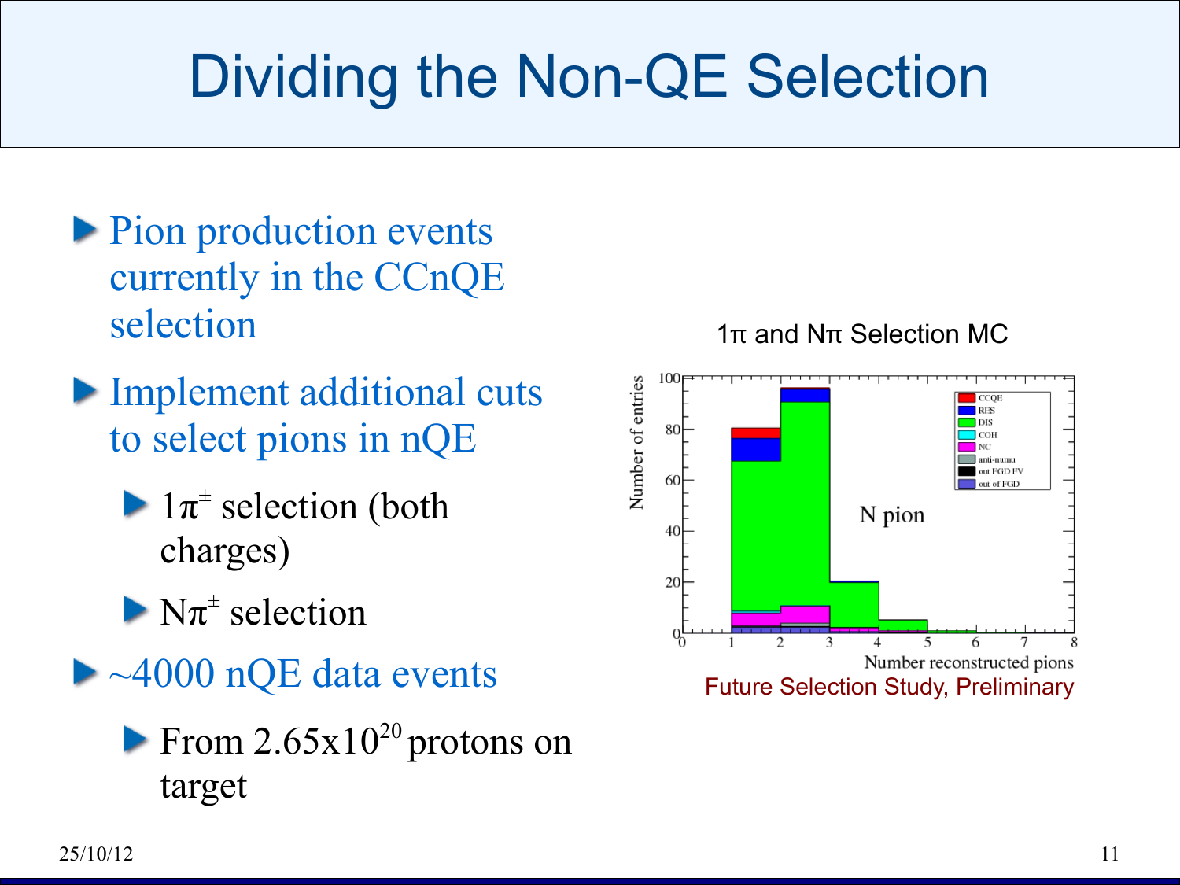# Dividing the Non-QE Selection

- Pion production events currently in the CCnQE selection
- Implement additional cuts to select pions in nQE
  - $1\pi^{\pm}$ selection (both charges)
  - $N\pi^{\pm}$ selection
- ~4000 nQE data events
  - From $2.65\text{x}10^{20}$ protons on target

1π and Nπ Selection MC

N pion

Number of entries

Number reconstructed pions

CCQE, RES, DIS, COH, NC, anti-numu, out FGD FV, out of FGD

Future Selection Study, Preliminary

25/10/12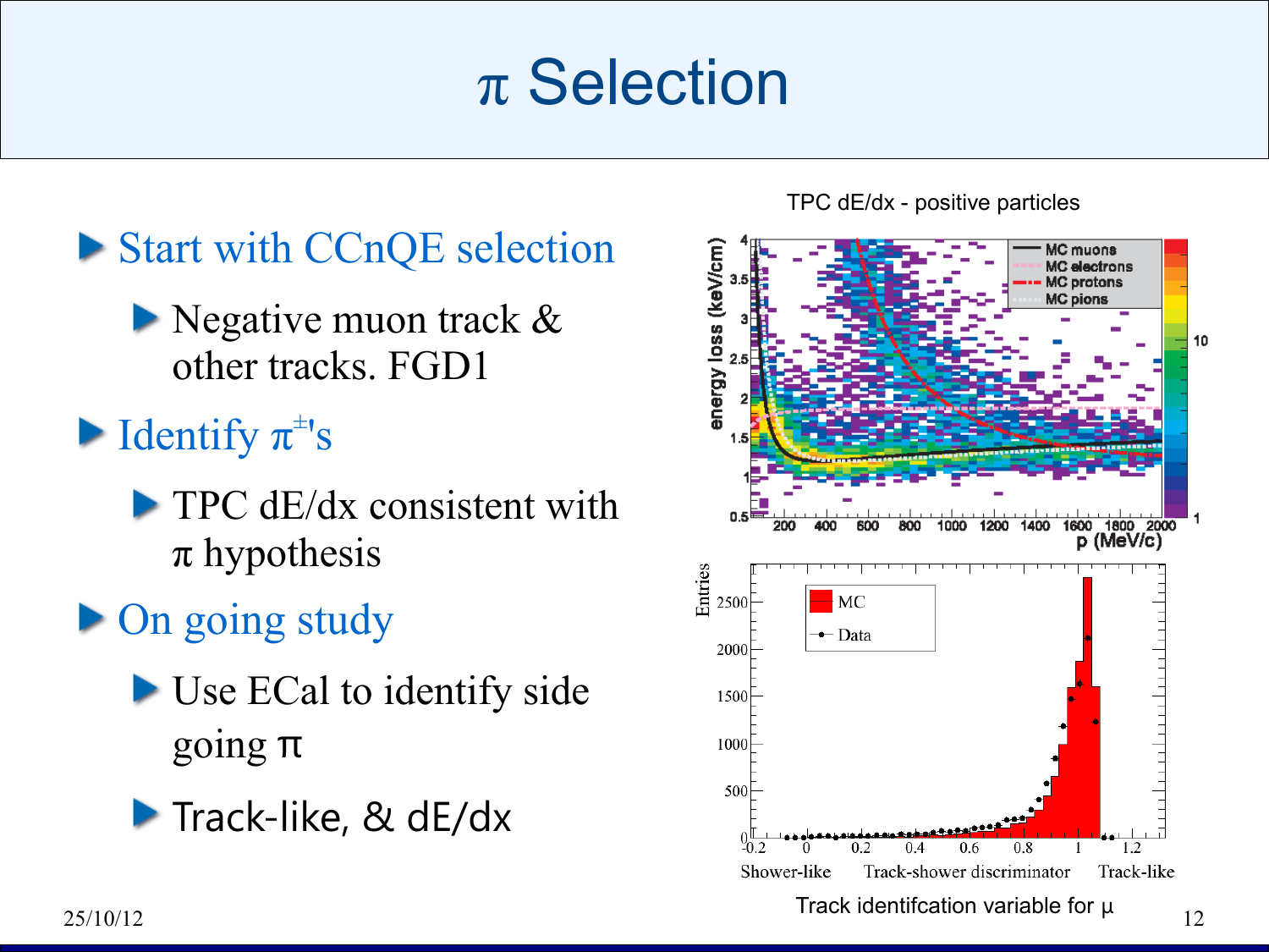# $\pi$ Selection

- Start with CCnQE selection
  - Negative muon track & other tracks. FGD1
- Identify $\pi^{\pm}$'s
  - TPC dE/dx consistent with $\pi$ hypothesis
- On going study
  - Use ECal to identify side going $\pi$
  - Track-like, & dE/dx

TPC dE/dx - positive particles

Track identifcation variable for $\mu$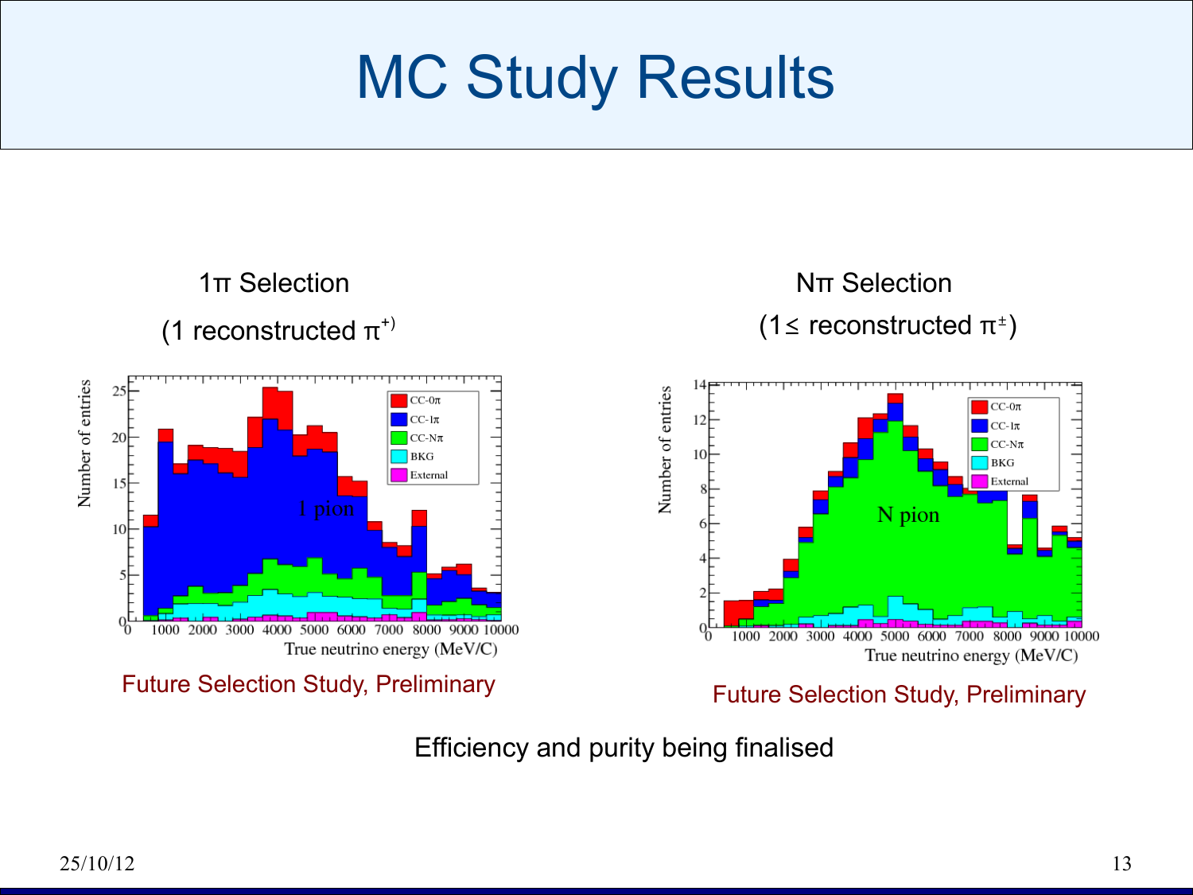# MC Study Results

1π Selection

(1 reconstructed $\pi^{+}$)

Future Selection Study, Preliminary

Nπ Selection

(1≤ reconstructed $\pi^{\pm}$)

Future Selection Study, Preliminary

Efficiency and purity being finalised

25/10/12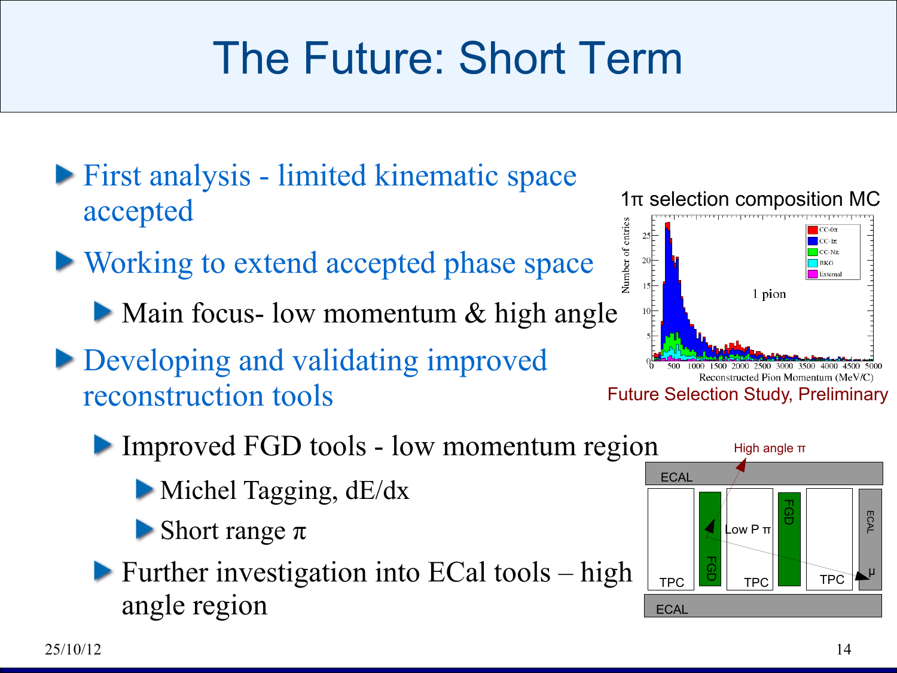# The Future: Short Term

- First analysis - limited kinematic space accepted
- Working to extend accepted phase space
  - Main focus- low momentum & high angle
- Developing and validating improved reconstruction tools
  - Improved FGD tools - low momentum region
    - Michel Tagging, dE/dx
    - Short range π
  - Further investigation into ECal tools – high angle region

1π selection composition MC

Future Selection Study, Preliminary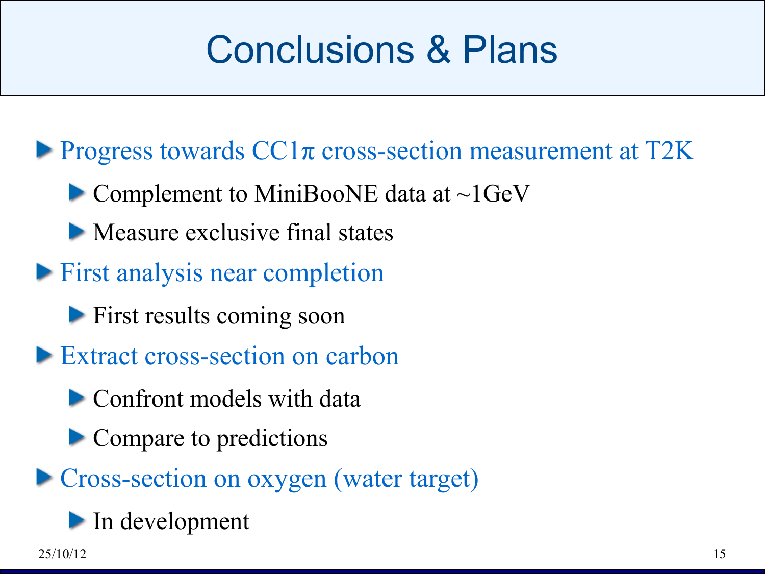# Conclusions & Plans

- Progress towards CC1π cross-section measurement at T2K
  - Complement to MiniBooNE data at ~1GeV
  - Measure exclusive final states
- First analysis near completion
  - First results coming soon
- Extract cross-section on carbon
  - Confront models with data
  - Compare to predictions
- Cross-section on oxygen (water target)
  - In development

25/10/12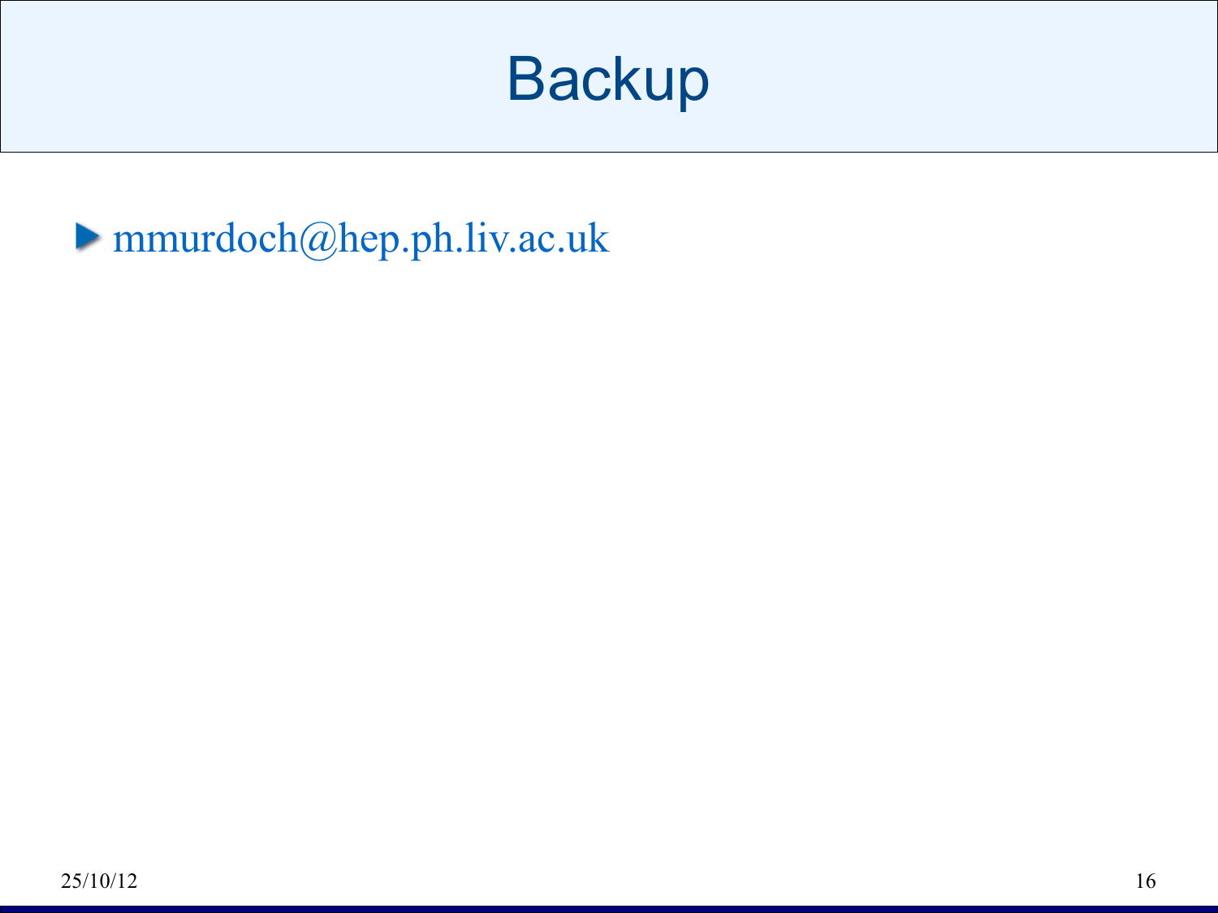# Backup

- mmurdoch@hep.ph.liv.ac.uk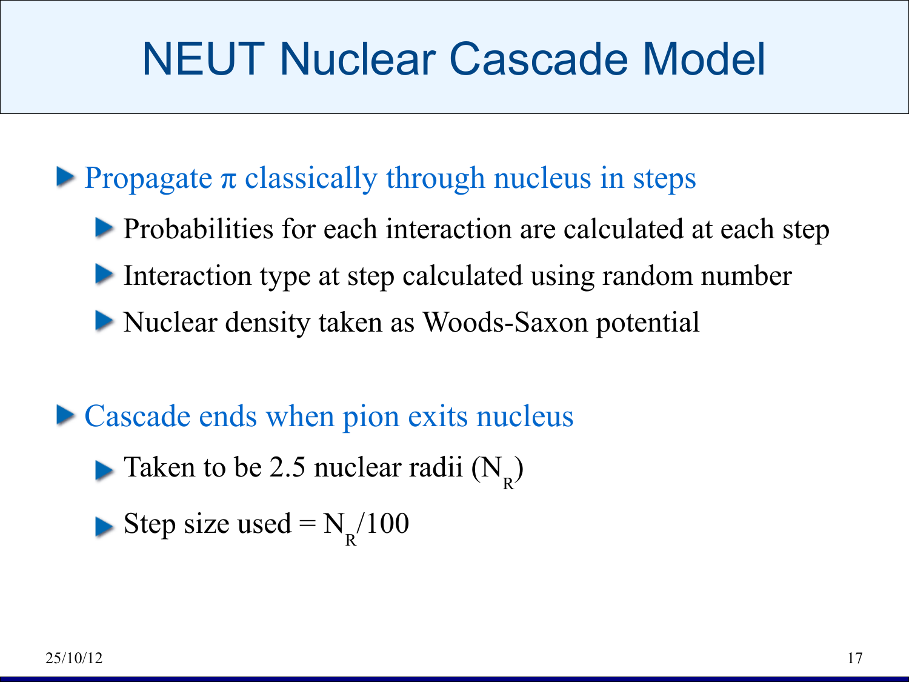# NEUT Nuclear Cascade Model

- Propagate $\pi$ classically through nucleus in steps
  - Probabilities for each interaction are calculated at each step
  - Interaction type at step calculated using random number
  - Nuclear density taken as Woods-Saxon potential

- Cascade ends when pion exits nucleus
  - Taken to be 2.5 nuclear radii ($N_R$)
  - Step size used = $N_R/100$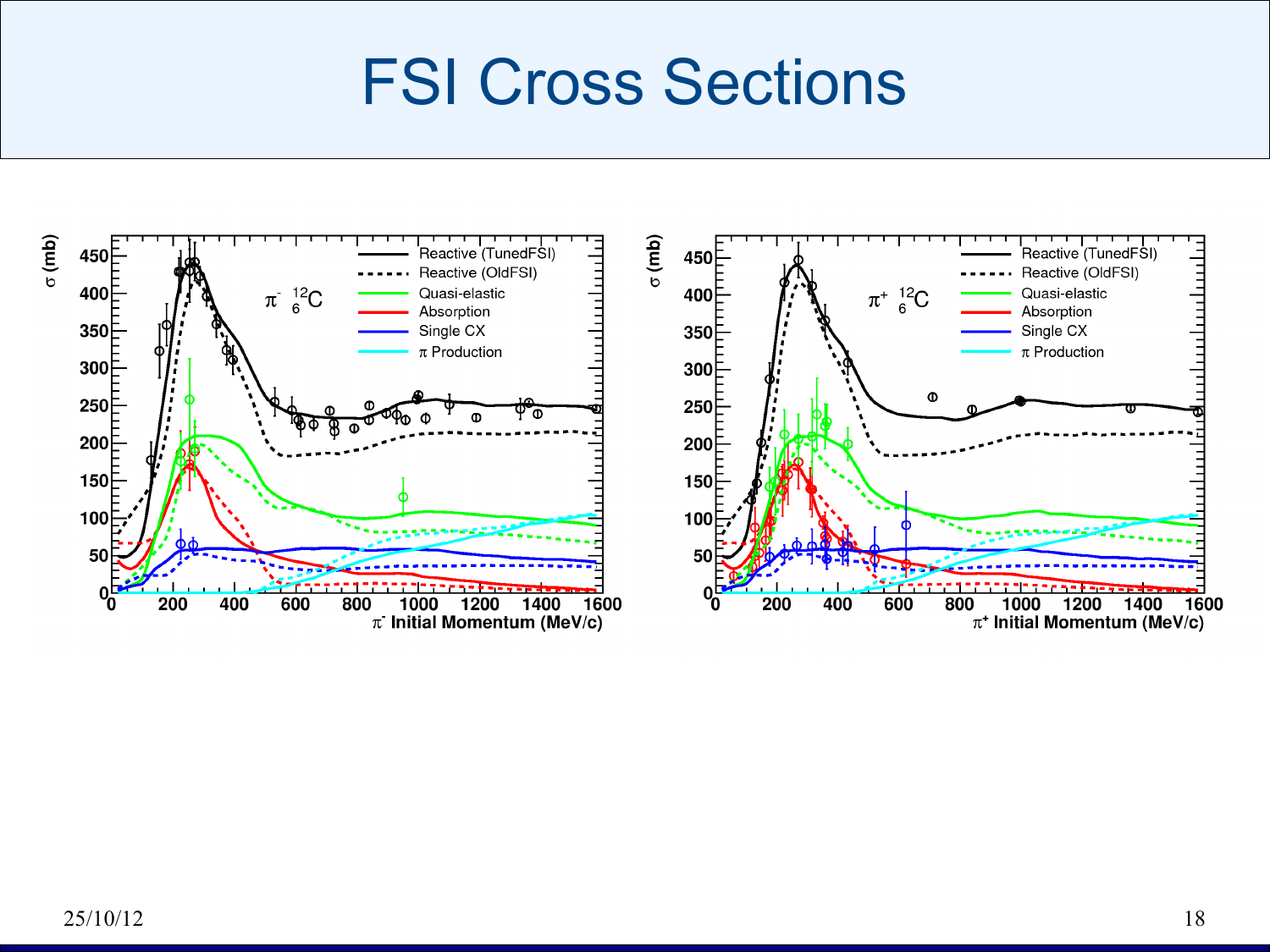# FSI Cross Sections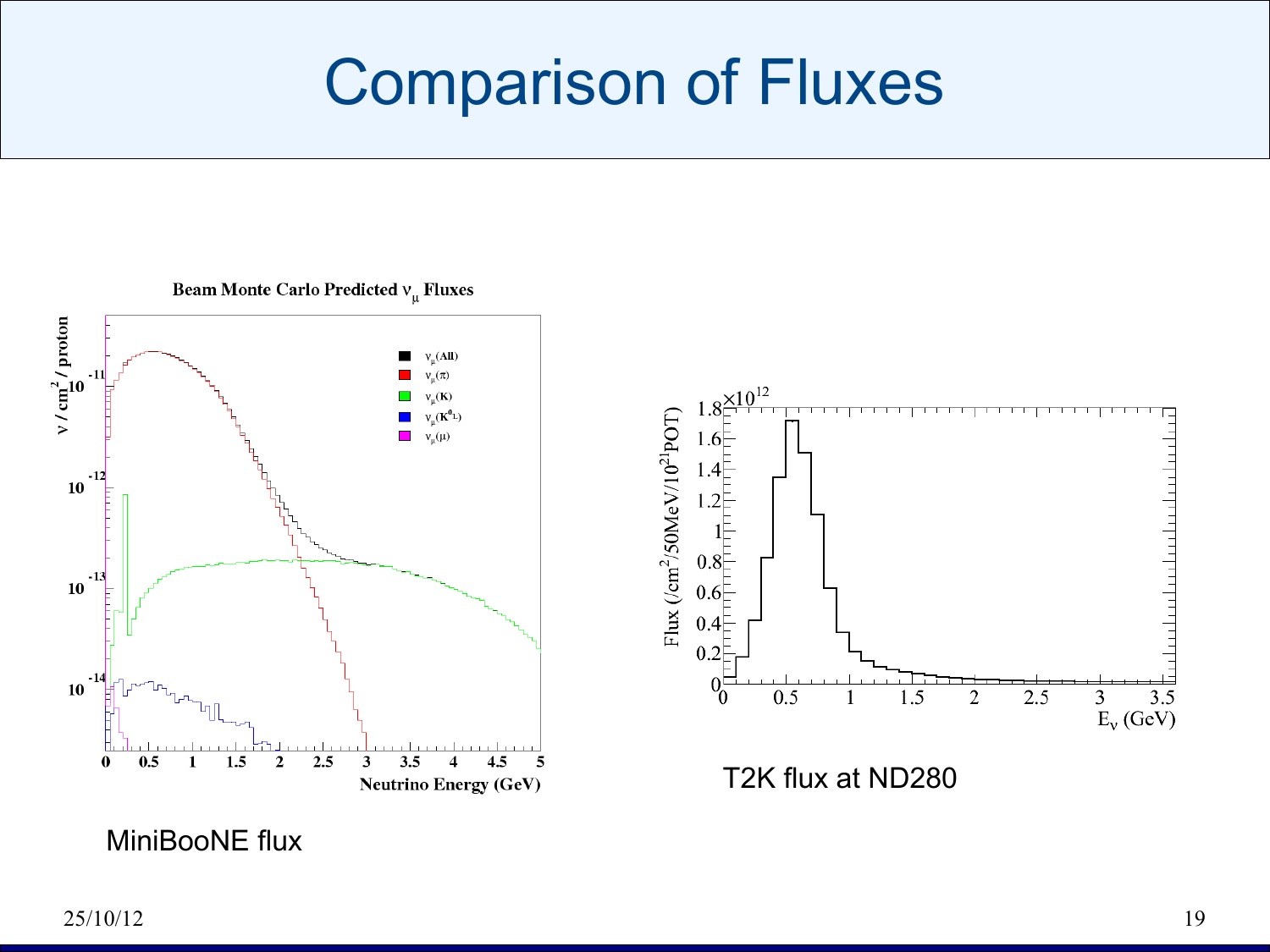# Comparison of Fluxes

MiniBooNE flux

T2K flux at ND280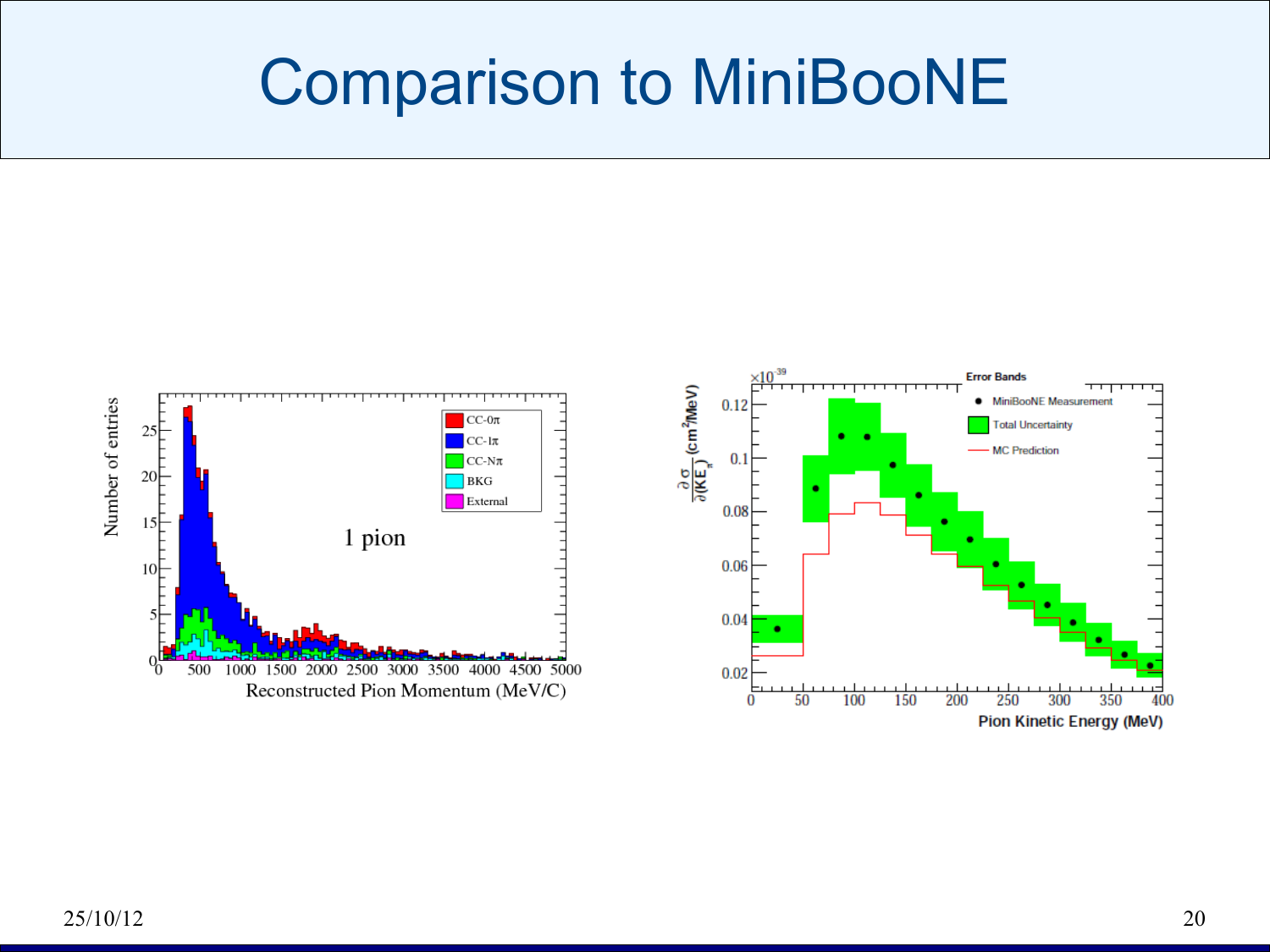# Comparison to MiniBooNE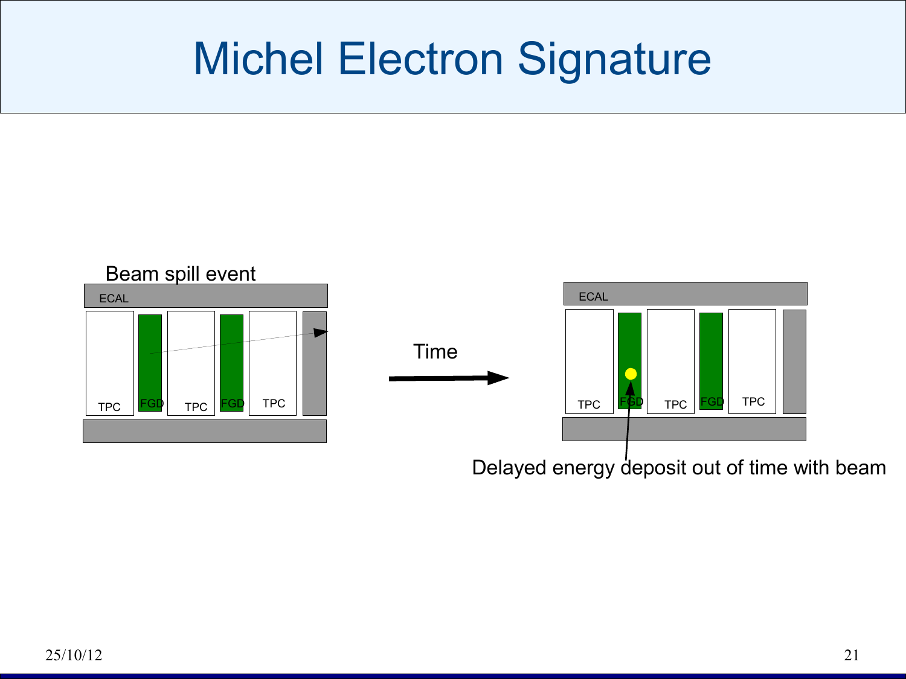# Michel Electron Signature

Beam spill event

ECAL

TPC FGD TPC FGD TPC

Time

ECAL

TPC FGD TPC FGD TPC

Delayed energy deposit out of time with beam

25/10/12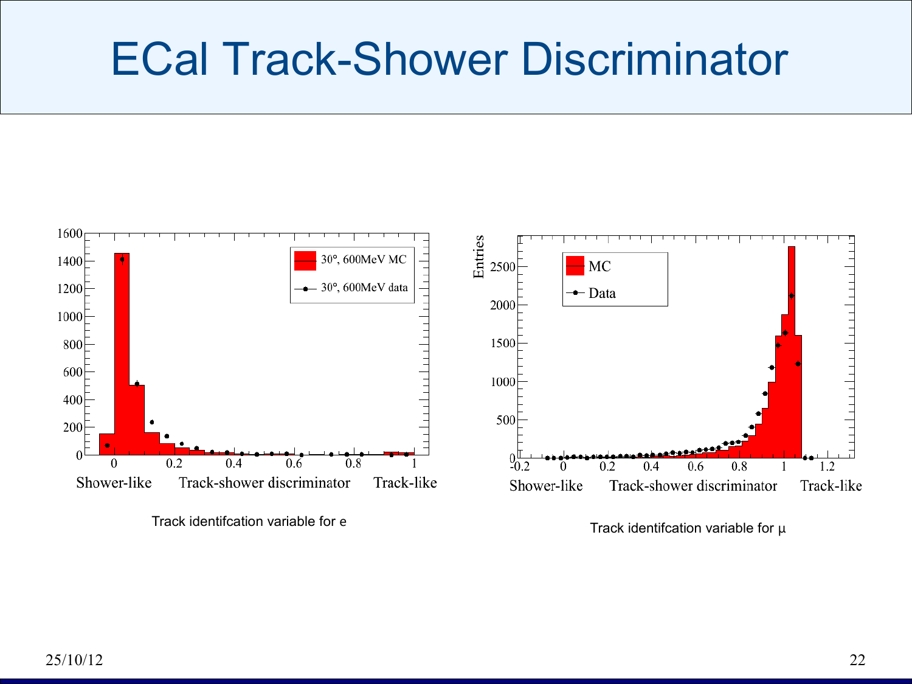# ECal Track-Shower Discriminator

1600
1400
1200
1000
800
600
400
200
0

0 0.2 0.4 0.6 0.8 1

Shower-like Track-shower discriminator Track-like

30°, 600MeV MC

30°, 600MeV data

Track identifcation variable for e

Entries

2500
2000
1500
1000
500
0

-0.2 0 0.2 0.4 0.6 0.8 1 1.2

Shower-like Track-shower discriminator Track-like

MC

Data

Track identifcation variable for μ

25/10/12